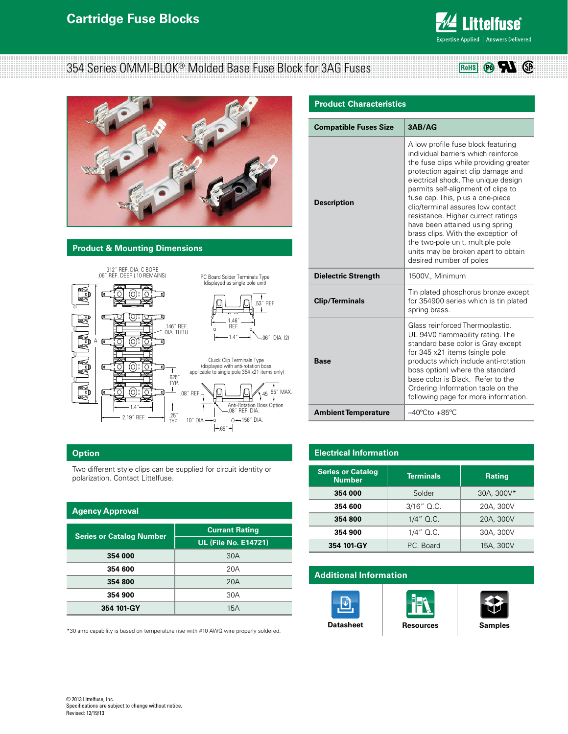# Cartridge Fuse Blocks

## 354 Series OMMI-BLOK® Molded Base Fuse Block for 3AG Fuses

## Product & Mounting Dimensions

.312˝ REF. DIA. C BORE
.06˝ REF. DEEP (.10 REMAINS)

PC Board Solder Terminals Type
(displayed as single pole unit)

.53˝ REF.
1.46˝ REF.
1.4˝
.06˝ DIA. (2)

.146˝ REF. DIA. THRU

A

Quick Clip Terminals Type
(displayed with anti-rotation boss applicable to single pole 354 x21 items only)

.625˝ TYP.
.08˝ REF.
45
.55˝ MAX.
1.4˝
2.19˝ REF.
.25˝ TYP.
.10˝ DIA.
Anti-Rotation Boss Option
.08˝ REF. DIA.
.156˝ DIA.
.65˝

## Option

Two different style clips can be supplied for circuit identity or polarization. Contact Littelfuse.

## Agency Approval

| Series or Catalog Number | Currant Rating |
|---|---|
| | UL (File No. E14721) |
| **354 000** | 30A |
| **354 600** | 20A |
| **354 800** | 20A |
| **354 900** | 30A |
| **354 101-GY** | 15A |

*30 amp capability is based on temperature rise with #10 AWG wire properly soldered.

## Product Characteristics

| | |
|---|---|
| **Compatible Fuses Size** | **3AB/AG** |
| **Description** | A low profile fuse block featuring individual barriers which reinforce the fuse clips while providing greater protection against clip damage and electrical shock. The unique design permits self-alignment of clips to fuse cap. This, plus a one-piece clip/terminal assures low contact resistance. Higher currect ratings have been attained using spring brass clips. With the exception of the two-pole unit, multiple pole units may be broken apart to obtain desired number of poles |
| **Dielectric Strength** | 1500V., Minimum |
| **Clip/Terminals** | Tin plated phosphorus bronze except for 354900 series which is tin plated spring brass. |
| **Base** | Glass reinforced Thermoplastic. UL 94V0 flammability rating. The standard base color is Gray except for 345 x21 items (single pole products which include anti-rotation boss option) where the standard base color is Black. Refer to the Ordering Information table on the following page for more information. |
| **Ambient Temperature** | –40°Cto +85°C |

## Electrical Information

| Series or Catalog Number | Terminals | Rating |
|---|---|---|
| **354 000** | Solder | 30A, 300V* |
| **354 600** | 3/16" Q.C. | 20A, 300V |
| **354 800** | 1/4" Q.C. | 20A, 300V |
| **354 900** | 1/4" Q.C. | 30A, 300V |
| **354 101-GY** | P.C. Board | 15A, 300V |

## Additional Information

Datasheet | Resources | Samples

© 2013 Littelfuse, Inc.
Specifications are subject to change without notice.
Revised: 12/19/13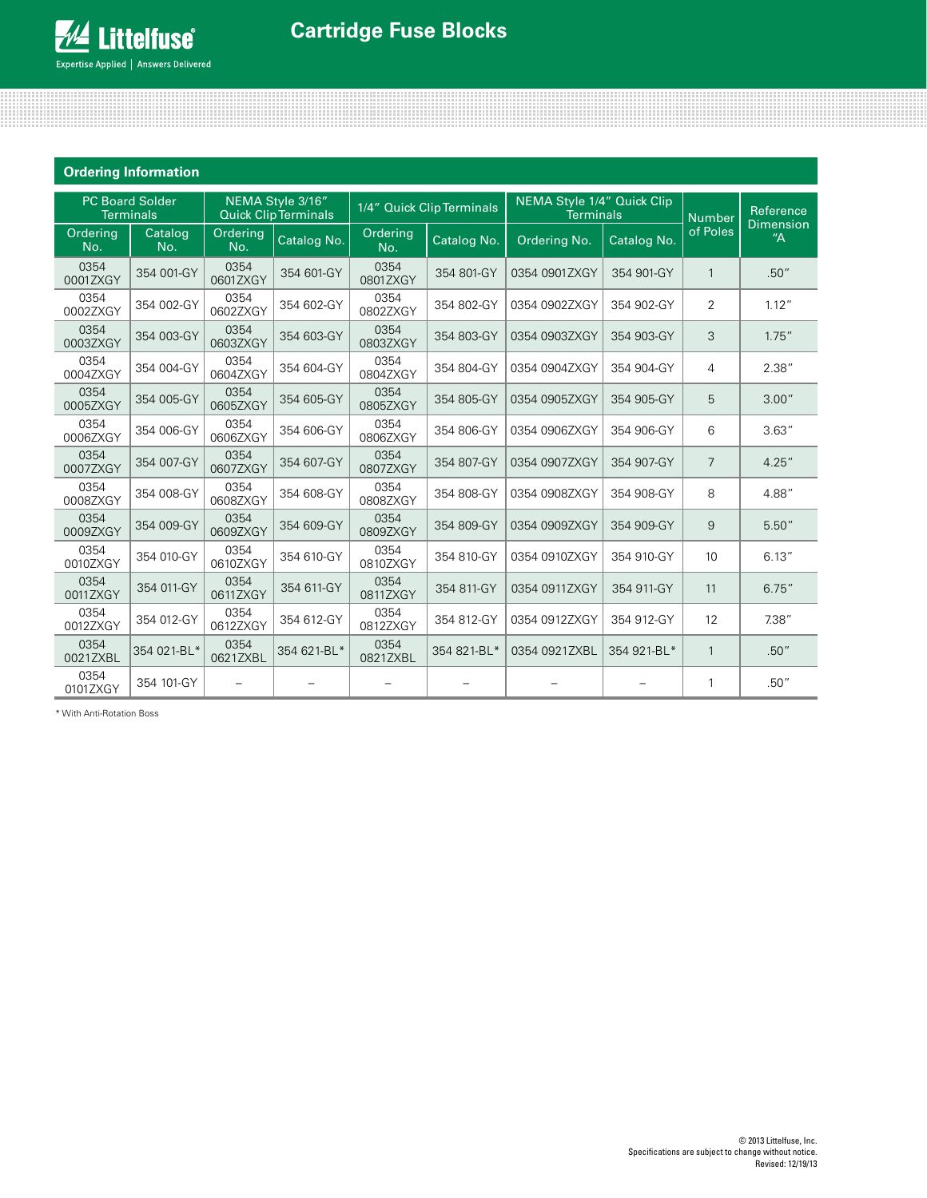## Ordering Information

| PC Board Solder Terminals | | NEMA Style 3/16" Quick Clip Terminals | | 1/4" Quick Clip Terminals | | NEMA Style 1/4" Quick Clip Terminals | | Number of Poles | Reference Dimension "A |
|---|---|---|---|---|---|---|---|---|---|
| Ordering No. | Catalog No. | Ordering No. | Catalog No. | Ordering No. | Catalog No. | Ordering No. | Catalog No. | | |
| 0354 0001ZXGY | 354 001-GY | 0354 0601ZXGY | 354 601-GY | 0354 0801ZXGY | 354 801-GY | 0354 0901ZXGY | 354 901-GY | 1 | .50" |
| 0354 0002ZXGY | 354 002-GY | 0354 0602ZXGY | 354 602-GY | 0354 0802ZXGY | 354 802-GY | 0354 0902ZXGY | 354 902-GY | 2 | 1.12" |
| 0354 0003ZXGY | 354 003-GY | 0354 0603ZXGY | 354 603-GY | 0354 0803ZXGY | 354 803-GY | 0354 0903ZXGY | 354 903-GY | 3 | 1.75" |
| 0354 0004ZXGY | 354 004-GY | 0354 0604ZXGY | 354 604-GY | 0354 0804ZXGY | 354 804-GY | 0354 0904ZXGY | 354 904-GY | 4 | 2.38" |
| 0354 0005ZXGY | 354 005-GY | 0354 0605ZXGY | 354 605-GY | 0354 0805ZXGY | 354 805-GY | 0354 0905ZXGY | 354 905-GY | 5 | 3.00" |
| 0354 0006ZXGY | 354 006-GY | 0354 0606ZXGY | 354 606-GY | 0354 0806ZXGY | 354 806-GY | 0354 0906ZXGY | 354 906-GY | 6 | 3.63" |
| 0354 0007ZXGY | 354 007-GY | 0354 0607ZXGY | 354 607-GY | 0354 0807ZXGY | 354 807-GY | 0354 0907ZXGY | 354 907-GY | 7 | 4.25" |
| 0354 0008ZXGY | 354 008-GY | 0354 0608ZXGY | 354 608-GY | 0354 0808ZXGY | 354 808-GY | 0354 0908ZXGY | 354 908-GY | 8 | 4.88" |
| 0354 0009ZXGY | 354 009-GY | 0354 0609ZXGY | 354 609-GY | 0354 0809ZXGY | 354 809-GY | 0354 0909ZXGY | 354 909-GY | 9 | 5.50" |
| 0354 0010ZXGY | 354 010-GY | 0354 0610ZXGY | 354 610-GY | 0354 0810ZXGY | 354 810-GY | 0354 0910ZXGY | 354 910-GY | 10 | 6.13" |
| 0354 0011ZXGY | 354 011-GY | 0354 0611ZXGY | 354 611-GY | 0354 0811ZXGY | 354 811-GY | 0354 0911ZXGY | 354 911-GY | 11 | 6.75" |
| 0354 0012ZXGY | 354 012-GY | 0354 0612ZXGY | 354 612-GY | 0354 0812ZXGY | 354 812-GY | 0354 0912ZXGY | 354 912-GY | 12 | 7.38" |
| 0354 0021ZXBL | 354 021-BL* | 0354 0621ZXBL | 354 621-BL* | 0354 0821ZXBL | 354 821-BL* | 0354 0921ZXBL | 354 921-BL* | 1 | .50" |
| 0354 0101ZXGY | 354 101-GY | – | – | – | – | – | – | 1 | .50" |

* With Anti-Rotation Boss

© 2013 Littelfuse, Inc.
Specifications are subject to change without notice.
Revised: 12/19/13